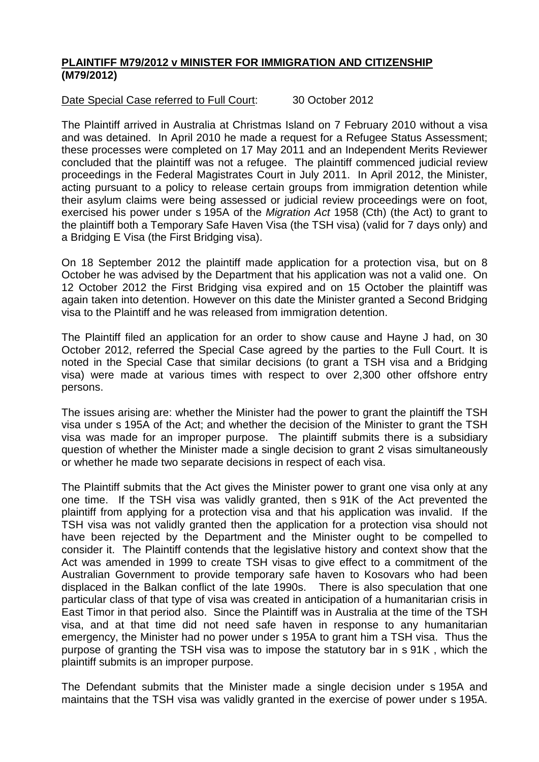**PLAINTIFF M79/2012 v MINISTER FOR IMMIGRATION AND CITIZENSHIP (M79/2012)**

Date Special Case referred to Full Court: 30 October 2012

The Plaintiff arrived in Australia at Christmas Island on 7 February 2010 without a visa and was detained. In April 2010 he made a request for a Refugee Status Assessment; these processes were completed on 17 May 2011 and an Independent Merits Reviewer concluded that the plaintiff was not a refugee. The plaintiff commenced judicial review proceedings in the Federal Magistrates Court in July 2011. In April 2012, the Minister, acting pursuant to a policy to release certain groups from immigration detention while their asylum claims were being assessed or judicial review proceedings were on foot, exercised his power under s 195A of the *Migration Act* 1958 (Cth) (the Act) to grant to the plaintiff both a Temporary Safe Haven Visa (the TSH visa) (valid for 7 days only) and a Bridging E Visa (the First Bridging visa).

On 18 September 2012 the plaintiff made application for a protection visa, but on 8 October he was advised by the Department that his application was not a valid one. On 12 October 2012 the First Bridging visa expired and on 15 October the plaintiff was again taken into detention. However on this date the Minister granted a Second Bridging visa to the Plaintiff and he was released from immigration detention.

The Plaintiff filed an application for an order to show cause and Hayne J had, on 30 October 2012, referred the Special Case agreed by the parties to the Full Court. It is noted in the Special Case that similar decisions (to grant a TSH visa and a Bridging visa) were made at various times with respect to over 2,300 other offshore entry persons.

The issues arising are: whether the Minister had the power to grant the plaintiff the TSH visa under s 195A of the Act; and whether the decision of the Minister to grant the TSH visa was made for an improper purpose. The plaintiff submits there is a subsidiary question of whether the Minister made a single decision to grant 2 visas simultaneously or whether he made two separate decisions in respect of each visa.

The Plaintiff submits that the Act gives the Minister power to grant one visa only at any one time. If the TSH visa was validly granted, then s 91K of the Act prevented the plaintiff from applying for a protection visa and that his application was invalid. If the TSH visa was not validly granted then the application for a protection visa should not have been rejected by the Department and the Minister ought to be compelled to consider it. The Plaintiff contends that the legislative history and context show that the Act was amended in 1999 to create TSH visas to give effect to a commitment of the Australian Government to provide temporary safe haven to Kosovars who had been displaced in the Balkan conflict of the late 1990s. There is also speculation that one particular class of that type of visa was created in anticipation of a humanitarian crisis in East Timor in that period also. Since the Plaintiff was in Australia at the time of the TSH visa, and at that time did not need safe haven in response to any humanitarian emergency, the Minister had no power under s 195A to grant him a TSH visa. Thus the purpose of granting the TSH visa was to impose the statutory bar in s 91K , which the plaintiff submits is an improper purpose.

The Defendant submits that the Minister made a single decision under s 195A and maintains that the TSH visa was validly granted in the exercise of power under s 195A.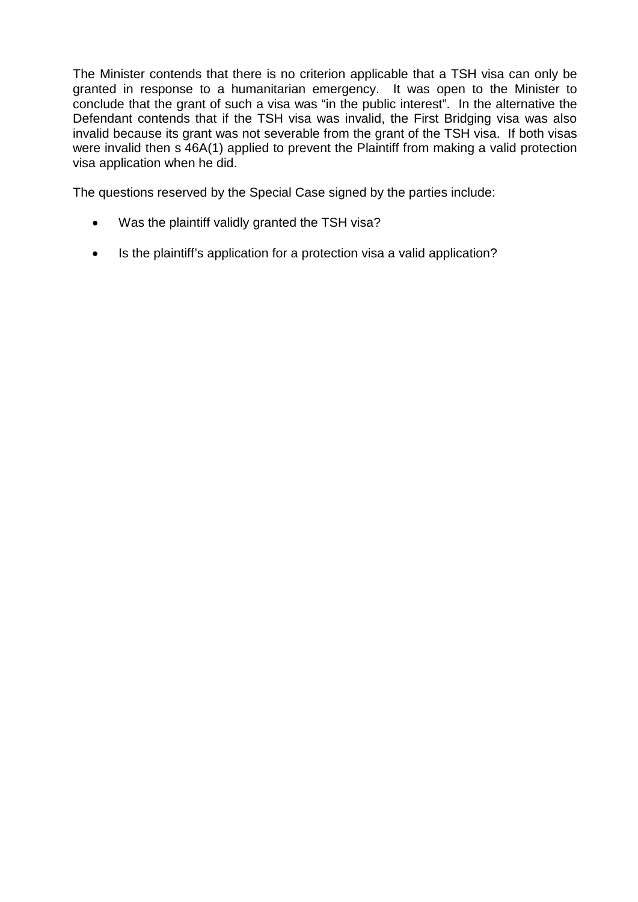The Minister contends that there is no criterion applicable that a TSH visa can only be granted in response to a humanitarian emergency. It was open to the Minister to conclude that the grant of such a visa was "in the public interest". In the alternative the Defendant contends that if the TSH visa was invalid, the First Bridging visa was also invalid because its grant was not severable from the grant of the TSH visa. If both visas were invalid then s 46A(1) applied to prevent the Plaintiff from making a valid protection visa application when he did.

The questions reserved by the Special Case signed by the parties include:

- Was the plaintiff validly granted the TSH visa?
- Is the plaintiff's application for a protection visa a valid application?